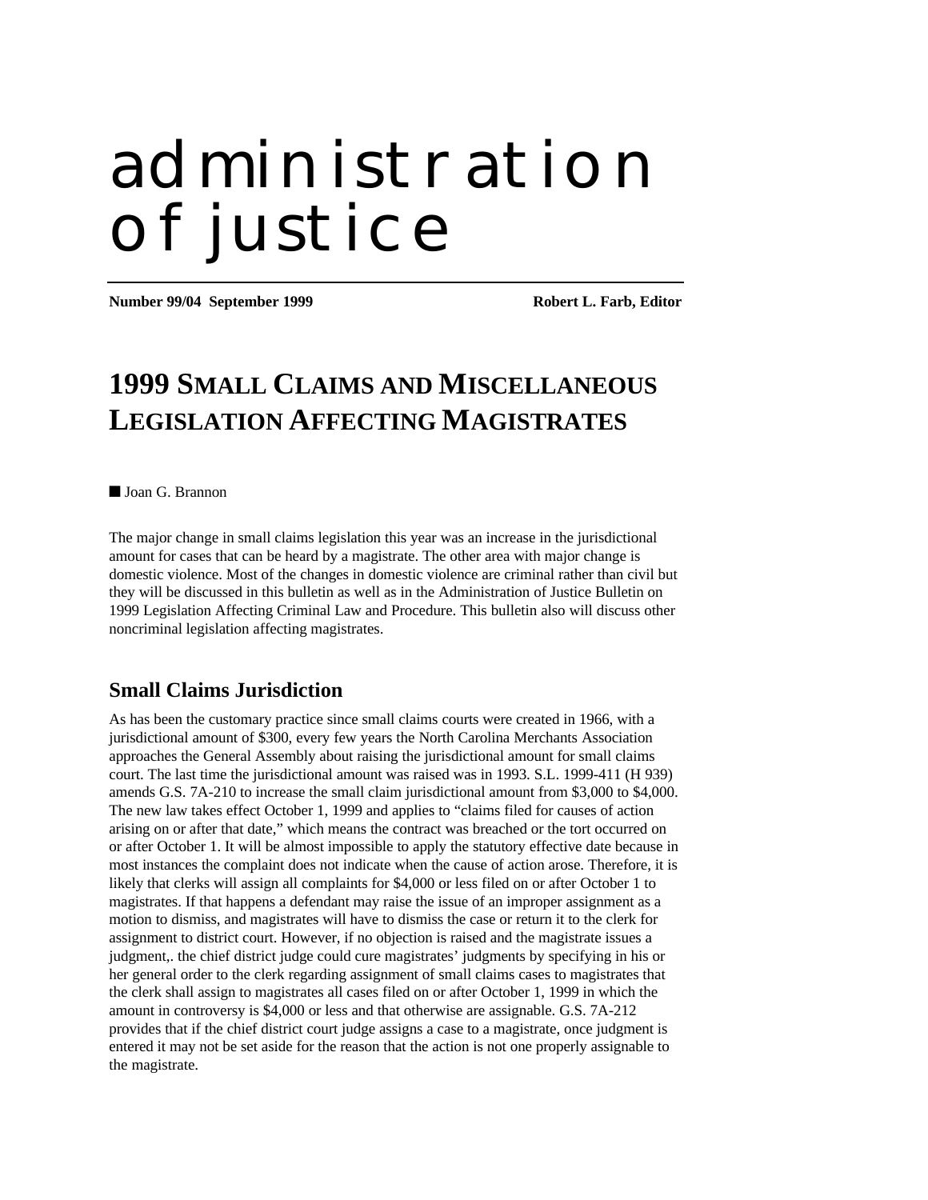# administration of justice

**Number 99/04 September 1999** **Robert L. Farb, Editor**

## 1999 SMALL CLAIMS AND MISCELLANEOUS LEGISLATION AFFECTING MAGISTRATES

■ Joan G. Brannon

The major change in small claims legislation this year was an increase in the jurisdictional amount for cases that can be heard by a magistrate. The other area with major change is domestic violence. Most of the changes in domestic violence are criminal rather than civil but they will be discussed in this bulletin as well as in the Administration of Justice Bulletin on 1999 Legislation Affecting Criminal Law and Procedure. This bulletin also will discuss other noncriminal legislation affecting magistrates.

### Small Claims Jurisdiction

As has been the customary practice since small claims courts were created in 1966, with a jurisdictional amount of $300, every few years the North Carolina Merchants Association approaches the General Assembly about raising the jurisdictional amount for small claims court. The last time the jurisdictional amount was raised was in 1993. S.L. 1999-411 (H 939) amends G.S. 7A-210 to increase the small claim jurisdictional amount from $3,000 to $4,000. The new law takes effect October 1, 1999 and applies to "claims filed for causes of action arising on or after that date," which means the contract was breached or the tort occurred on or after October 1. It will be almost impossible to apply the statutory effective date because in most instances the complaint does not indicate when the cause of action arose. Therefore, it is likely that clerks will assign all complaints for $4,000 or less filed on or after October 1 to magistrates. If that happens a defendant may raise the issue of an improper assignment as a motion to dismiss, and magistrates will have to dismiss the case or return it to the clerk for assignment to district court. However, if no objection is raised and the magistrate issues a judgment,. the chief district judge could cure magistrates' judgments by specifying in his or her general order to the clerk regarding assignment of small claims cases to magistrates that the clerk shall assign to magistrates all cases filed on or after October 1, 1999 in which the amount in controversy is $4,000 or less and that otherwise are assignable. G.S. 7A-212 provides that if the chief district court judge assigns a case to a magistrate, once judgment is entered it may not be set aside for the reason that the action is not one properly assignable to the magistrate.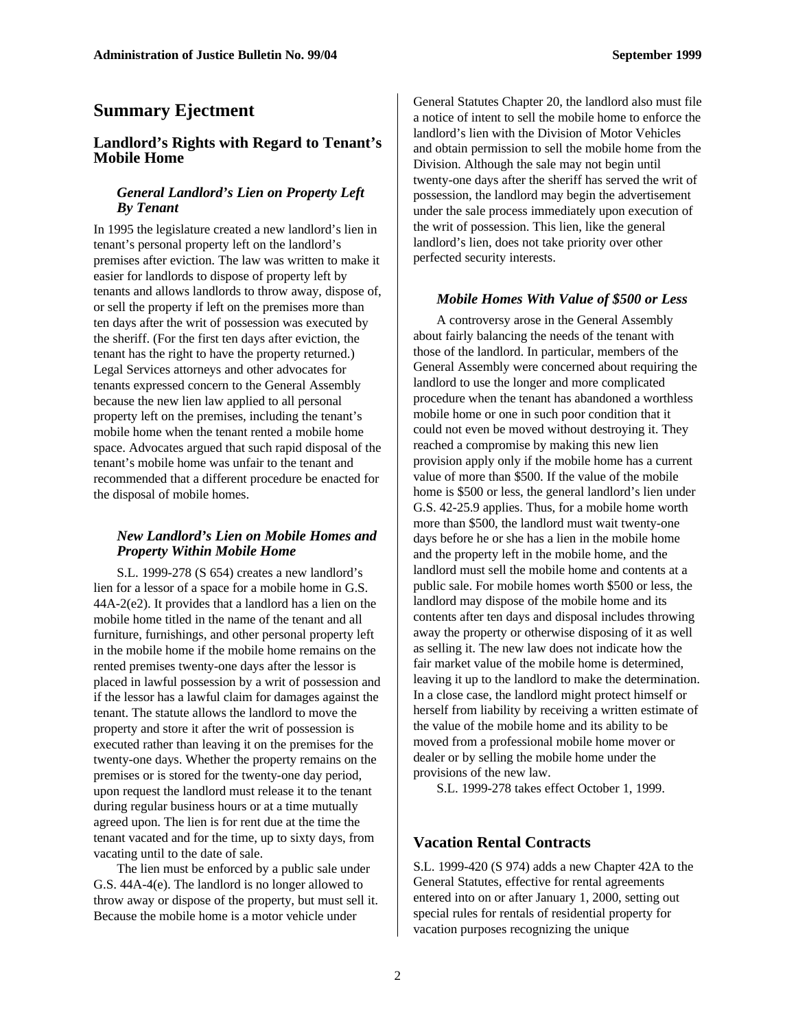## Summary Ejectment

### Landlord's Rights with Regard to Tenant's Mobile Home

#### *General Landlord's Lien on Property Left By Tenant*

In 1995 the legislature created a new landlord's lien in tenant's personal property left on the landlord's premises after eviction. The law was written to make it easier for landlords to dispose of property left by tenants and allows landlords to throw away, dispose of, or sell the property if left on the premises more than ten days after the writ of possession was executed by the sheriff. (For the first ten days after eviction, the tenant has the right to have the property returned.) Legal Services attorneys and other advocates for tenants expressed concern to the General Assembly because the new lien law applied to all personal property left on the premises, including the tenant's mobile home when the tenant rented a mobile home space. Advocates argued that such rapid disposal of the tenant's mobile home was unfair to the tenant and recommended that a different procedure be enacted for the disposal of mobile homes.

#### *New Landlord's Lien on Mobile Homes and Property Within Mobile Home*

S.L. 1999-278 (S 654) creates a new landlord's lien for a lessor of a space for a mobile home in G.S. 44A-2(e2). It provides that a landlord has a lien on the mobile home titled in the name of the tenant and all furniture, furnishings, and other personal property left in the mobile home if the mobile home remains on the rented premises twenty-one days after the lessor is placed in lawful possession by a writ of possession and if the lessor has a lawful claim for damages against the tenant. The statute allows the landlord to move the property and store it after the writ of possession is executed rather than leaving it on the premises for the twenty-one days. Whether the property remains on the premises or is stored for the twenty-one day period, upon request the landlord must release it to the tenant during regular business hours or at a time mutually agreed upon. The lien is for rent due at the time the tenant vacated and for the time, up to sixty days, from vacating until to the date of sale.

The lien must be enforced by a public sale under G.S. 44A-4(e). The landlord is no longer allowed to throw away or dispose of the property, but must sell it. Because the mobile home is a motor vehicle under General Statutes Chapter 20, the landlord also must file a notice of intent to sell the mobile home to enforce the landlord's lien with the Division of Motor Vehicles and obtain permission to sell the mobile home from the Division. Although the sale may not begin until twenty-one days after the sheriff has served the writ of possession, the landlord may begin the advertisement under the sale process immediately upon execution of the writ of possession. This lien, like the general landlord's lien, does not take priority over other perfected security interests.

#### *Mobile Homes With Value of $500 or Less*

A controversy arose in the General Assembly about fairly balancing the needs of the tenant with those of the landlord. In particular, members of the General Assembly were concerned about requiring the landlord to use the longer and more complicated procedure when the tenant has abandoned a worthless mobile home or one in such poor condition that it could not even be moved without destroying it. They reached a compromise by making this new lien provision apply only if the mobile home has a current value of more than $500. If the value of the mobile home is $500 or less, the general landlord's lien under G.S. 42-25.9 applies. Thus, for a mobile home worth more than $500, the landlord must wait twenty-one days before he or she has a lien in the mobile home and the property left in the mobile home, and the landlord must sell the mobile home and contents at a public sale. For mobile homes worth $500 or less, the landlord may dispose of the mobile home and its contents after ten days and disposal includes throwing away the property or otherwise disposing of it as well as selling it. The new law does not indicate how the fair market value of the mobile home is determined, leaving it up to the landlord to make the determination. In a close case, the landlord might protect himself or herself from liability by receiving a written estimate of the value of the mobile home and its ability to be moved from a professional mobile home mover or dealer or by selling the mobile home under the provisions of the new law.

S.L. 1999-278 takes effect October 1, 1999.

### Vacation Rental Contracts

S.L. 1999-420 (S 974) adds a new Chapter 42A to the General Statutes, effective for rental agreements entered into on or after January 1, 2000, setting out special rules for rentals of residential property for vacation purposes recognizing the unique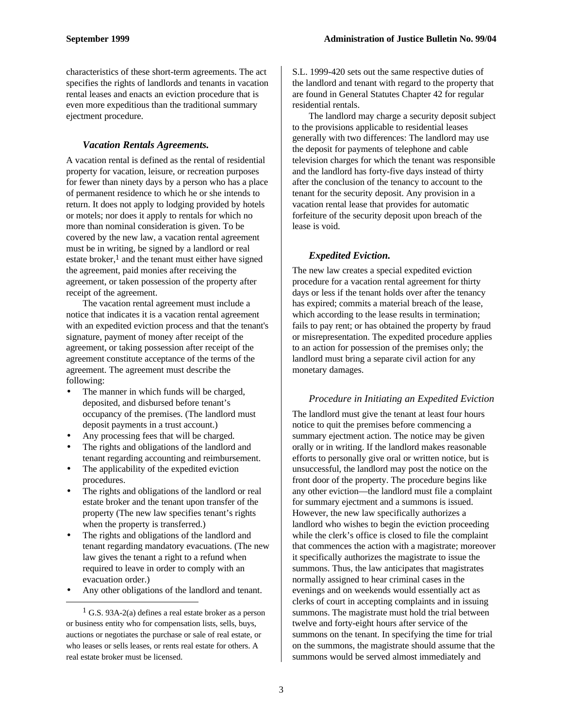characteristics of these short-term agreements. The act specifies the rights of landlords and tenants in vacation rental leases and enacts an eviction procedure that is even more expeditious than the traditional summary ejectment procedure.

### *Vacation Rentals Agreements.*

A vacation rental is defined as the rental of residential property for vacation, leisure, or recreation purposes for fewer than ninety days by a person who has a place of permanent residence to which he or she intends to return. It does not apply to lodging provided by hotels or motels; nor does it apply to rentals for which no more than nominal consideration is given. To be covered by the new law, a vacation rental agreement must be in writing, be signed by a landlord or real estate broker,[1] and the tenant must either have signed the agreement, paid monies after receiving the agreement, or taken possession of the property after receipt of the agreement.

The vacation rental agreement must include a notice that indicates it is a vacation rental agreement with an expedited eviction process and that the tenant's signature, payment of money after receipt of the agreement, or taking possession after receipt of the agreement constitute acceptance of the terms of the agreement. The agreement must describe the following:

- The manner in which funds will be charged, deposited, and disbursed before tenant's occupancy of the premises. (The landlord must deposit payments in a trust account.)
- Any processing fees that will be charged.
- The rights and obligations of the landlord and tenant regarding accounting and reimbursement.
- The applicability of the expedited eviction procedures.
- The rights and obligations of the landlord or real estate broker and the tenant upon transfer of the property (The new law specifies tenant's rights when the property is transferred.)
- The rights and obligations of the landlord and tenant regarding mandatory evacuations. (The new law gives the tenant a right to a refund when required to leave in order to comply with an evacuation order.)
- Any other obligations of the landlord and tenant.

[1] G.S. 93A-2(a) defines a real estate broker as a person or business entity who for compensation lists, sells, buys, auctions or negotiates the purchase or sale of real estate, or who leases or sells leases, or rents real estate for others. A real estate broker must be licensed.

S.L. 1999-420 sets out the same respective duties of the landlord and tenant with regard to the property that are found in General Statutes Chapter 42 for regular residential rentals.

The landlord may charge a security deposit subject to the provisions applicable to residential leases generally with two differences: The landlord may use the deposit for payments of telephone and cable television charges for which the tenant was responsible and the landlord has forty-five days instead of thirty after the conclusion of the tenancy to account to the tenant for the security deposit. Any provision in a vacation rental lease that provides for automatic forfeiture of the security deposit upon breach of the lease is void.

### *Expedited Eviction.*

The new law creates a special expedited eviction procedure for a vacation rental agreement for thirty days or less if the tenant holds over after the tenancy has expired; commits a material breach of the lease, which according to the lease results in termination; fails to pay rent; or has obtained the property by fraud or misrepresentation. The expedited procedure applies to an action for possession of the premises only; the landlord must bring a separate civil action for any monetary damages.

#### *Procedure in Initiating an Expedited Eviction*

The landlord must give the tenant at least four hours notice to quit the premises before commencing a summary ejectment action. The notice may be given orally or in writing. If the landlord makes reasonable efforts to personally give oral or written notice, but is unsuccessful, the landlord may post the notice on the front door of the property. The procedure begins like any other eviction—the landlord must file a complaint for summary ejectment and a summons is issued. However, the new law specifically authorizes a landlord who wishes to begin the eviction proceeding while the clerk's office is closed to file the complaint that commences the action with a magistrate; moreover it specifically authorizes the magistrate to issue the summons. Thus, the law anticipates that magistrates normally assigned to hear criminal cases in the evenings and on weekends would essentially act as clerks of court in accepting complaints and in issuing summons. The magistrate must hold the trial between twelve and forty-eight hours after service of the summons on the tenant. In specifying the time for trial on the summons, the magistrate should assume that the summons would be served almost immediately and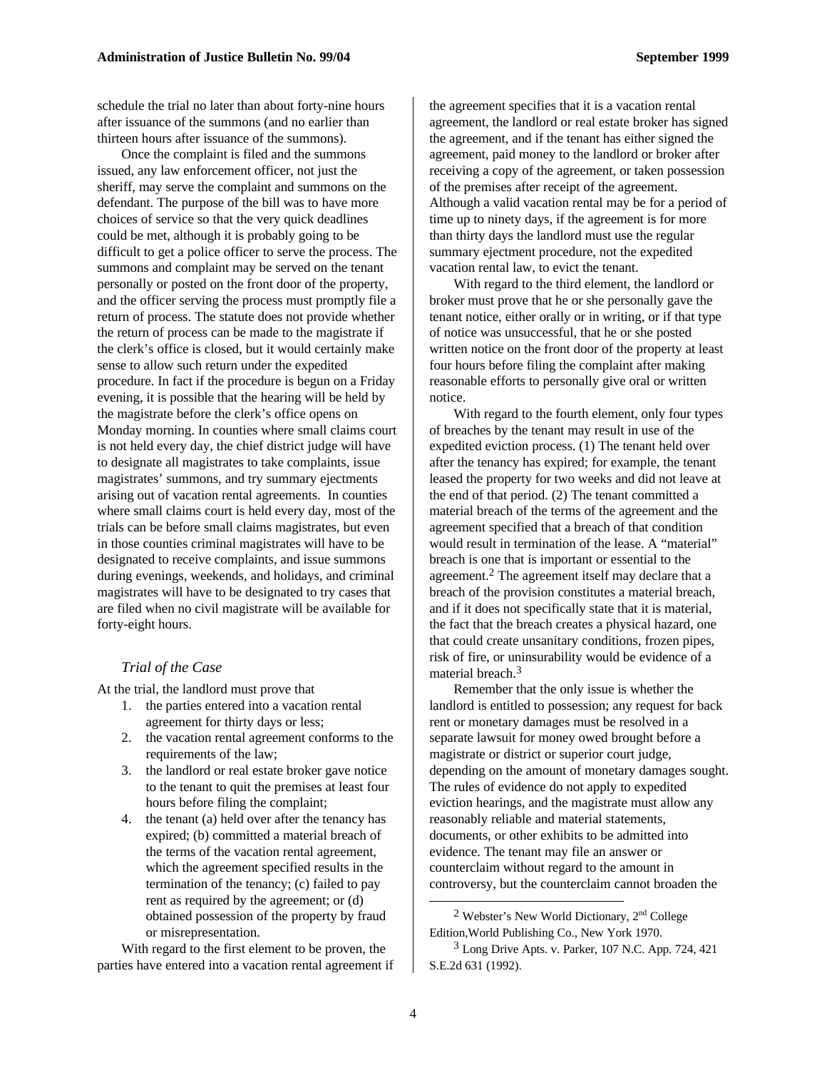schedule the trial no later than about forty-nine hours after issuance of the summons (and no earlier than thirteen hours after issuance of the summons).

Once the complaint is filed and the summons issued, any law enforcement officer, not just the sheriff, may serve the complaint and summons on the defendant. The purpose of the bill was to have more choices of service so that the very quick deadlines could be met, although it is probably going to be difficult to get a police officer to serve the process. The summons and complaint may be served on the tenant personally or posted on the front door of the property, and the officer serving the process must promptly file a return of process. The statute does not provide whether the return of process can be made to the magistrate if the clerk's office is closed, but it would certainly make sense to allow such return under the expedited procedure. In fact if the procedure is begun on a Friday evening, it is possible that the hearing will be held by the magistrate before the clerk's office opens on Monday morning. In counties where small claims court is not held every day, the chief district judge will have to designate all magistrates to take complaints, issue magistrates' summons, and try summary ejectments arising out of vacation rental agreements. In counties where small claims court is held every day, most of the trials can be before small claims magistrates, but even in those counties criminal magistrates will have to be designated to receive complaints, and issue summons during evenings, weekends, and holidays, and criminal magistrates will have to be designated to try cases that are filed when no civil magistrate will be available for forty-eight hours.

### *Trial of the Case*

At the trial, the landlord must prove that

1. the parties entered into a vacation rental agreement for thirty days or less;
2. the vacation rental agreement conforms to the requirements of the law;
3. the landlord or real estate broker gave notice to the tenant to quit the premises at least four hours before filing the complaint;
4. the tenant (a) held over after the tenancy has expired; (b) committed a material breach of the terms of the vacation rental agreement, which the agreement specified results in the termination of the tenancy; (c) failed to pay rent as required by the agreement; or (d) obtained possession of the property by fraud or misrepresentation.

With regard to the first element to be proven, the parties have entered into a vacation rental agreement if the agreement specifies that it is a vacation rental agreement, the landlord or real estate broker has signed the agreement, and if the tenant has either signed the agreement, paid money to the landlord or broker after receiving a copy of the agreement, or taken possession of the premises after receipt of the agreement. Although a valid vacation rental may be for a period of time up to ninety days, if the agreement is for more than thirty days the landlord must use the regular summary ejectment procedure, not the expedited vacation rental law, to evict the tenant.

With regard to the third element, the landlord or broker must prove that he or she personally gave the tenant notice, either orally or in writing, or if that type of notice was unsuccessful, that he or she posted written notice on the front door of the property at least four hours before filing the complaint after making reasonable efforts to personally give oral or written notice.

With regard to the fourth element, only four types of breaches by the tenant may result in use of the expedited eviction process. (1) The tenant held over after the tenancy has expired; for example, the tenant leased the property for two weeks and did not leave at the end of that period. (2) The tenant committed a material breach of the terms of the agreement and the agreement specified that a breach of that condition would result in termination of the lease. A "material" breach is one that is important or essential to the agreement.[2] The agreement itself may declare that a breach of the provision constitutes a material breach, and if it does not specifically state that it is material, the fact that the breach creates a physical hazard, one that could create unsanitary conditions, frozen pipes, risk of fire, or uninsurability would be evidence of a material breach.[3]

Remember that the only issue is whether the landlord is entitled to possession; any request for back rent or monetary damages must be resolved in a separate lawsuit for money owed brought before a magistrate or district or superior court judge, depending on the amount of monetary damages sought. The rules of evidence do not apply to expedited eviction hearings, and the magistrate must allow any reasonably reliable and material statements, documents, or other exhibits to be admitted into evidence. The tenant may file an answer or counterclaim without regard to the amount in controversy, but the counterclaim cannot broaden the

---

[2] Webster's New World Dictionary, 2nd College Edition,World Publishing Co., New York 1970.

[3] Long Drive Apts. v. Parker, 107 N.C. App. 724, 421 S.E.2d 631 (1992).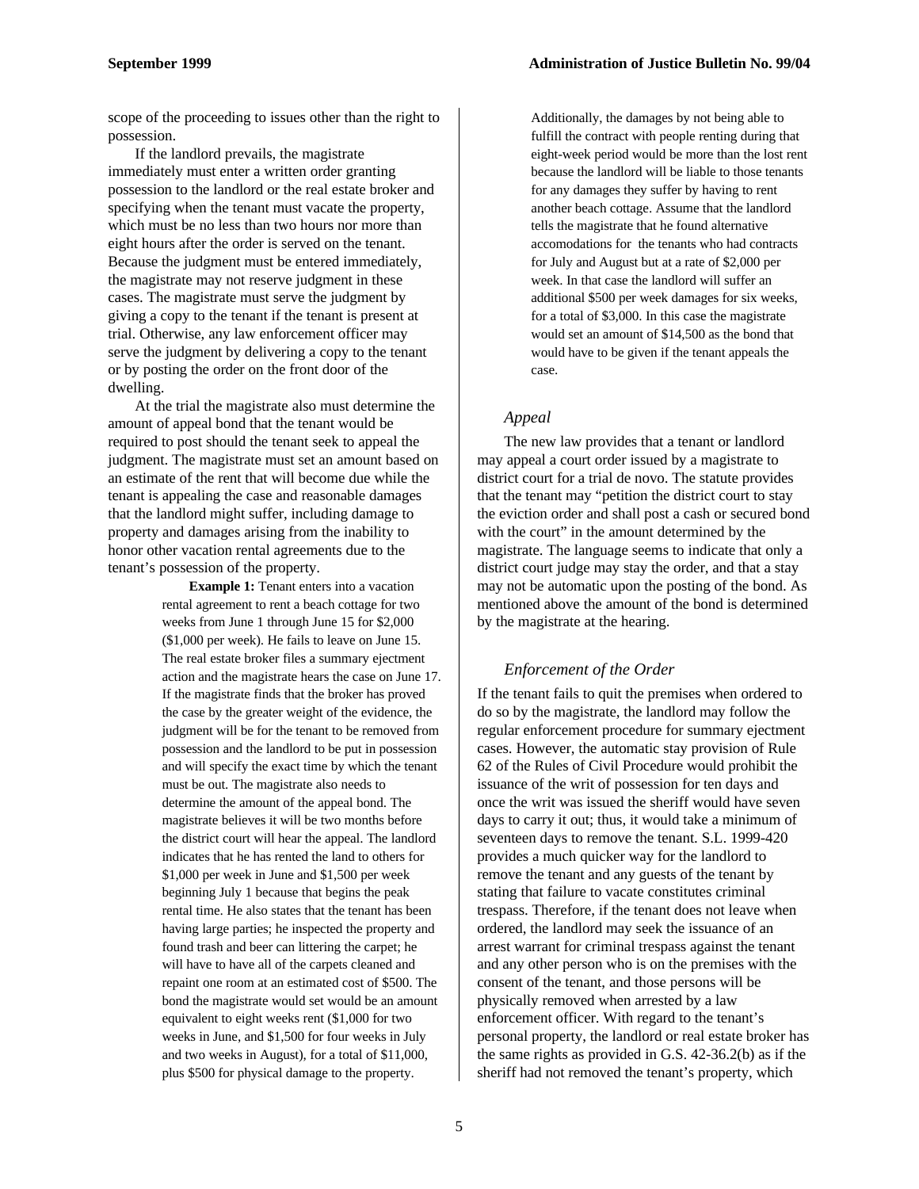scope of the proceeding to issues other than the right to possession.

If the landlord prevails, the magistrate immediately must enter a written order granting possession to the landlord or the real estate broker and specifying when the tenant must vacate the property, which must be no less than two hours nor more than eight hours after the order is served on the tenant. Because the judgment must be entered immediately, the magistrate may not reserve judgment in these cases. The magistrate must serve the judgment by giving a copy to the tenant if the tenant is present at trial. Otherwise, any law enforcement officer may serve the judgment by delivering a copy to the tenant or by posting the order on the front door of the dwelling.

At the trial the magistrate also must determine the amount of appeal bond that the tenant would be required to post should the tenant seek to appeal the judgment. The magistrate must set an amount based on an estimate of the rent that will become due while the tenant is appealing the case and reasonable damages that the landlord might suffer, including damage to property and damages arising from the inability to honor other vacation rental agreements due to the tenant's possession of the property.

> **Example 1:** Tenant enters into a vacation rental agreement to rent a beach cottage for two weeks from June 1 through June 15 for $2,000 ($1,000 per week). He fails to leave on June 15. The real estate broker files a summary ejectment action and the magistrate hears the case on June 17. If the magistrate finds that the broker has proved the case by the greater weight of the evidence, the judgment will be for the tenant to be removed from possession and the landlord to be put in possession and will specify the exact time by which the tenant must be out. The magistrate also needs to determine the amount of the appeal bond. The magistrate believes it will be two months before the district court will hear the appeal. The landlord indicates that he has rented the land to others for $1,000 per week in June and $1,500 per week beginning July 1 because that begins the peak rental time. He also states that the tenant has been having large parties; he inspected the property and found trash and beer can littering the carpet; he will have to have all of the carpets cleaned and repaint one room at an estimated cost of $500. The bond the magistrate would set would be an amount equivalent to eight weeks rent ($1,000 for two weeks in June, and $1,500 for four weeks in July and two weeks in August), for a total of $11,000, plus $500 for physical damage to the property. Additionally, the damages by not being able to fulfill the contract with people renting during that eight-week period would be more than the lost rent because the landlord will be liable to those tenants for any damages they suffer by having to rent another beach cottage. Assume that the landlord tells the magistrate that he found alternative accomodations for the tenants who had contracts for July and August but at a rate of $2,000 per week. In that case the landlord will suffer an additional $500 per week damages for six weeks, for a total of $3,000. In this case the magistrate would set an amount of $14,500 as the bond that would have to be given if the tenant appeals the case.

### *Appeal*

The new law provides that a tenant or landlord may appeal a court order issued by a magistrate to district court for a trial de novo. The statute provides that the tenant may "petition the district court to stay the eviction order and shall post a cash or secured bond with the court" in the amount determined by the magistrate. The language seems to indicate that only a district court judge may stay the order, and that a stay may not be automatic upon the posting of the bond. As mentioned above the amount of the bond is determined by the magistrate at the hearing.

### *Enforcement of the Order*

If the tenant fails to quit the premises when ordered to do so by the magistrate, the landlord may follow the regular enforcement procedure for summary ejectment cases. However, the automatic stay provision of Rule 62 of the Rules of Civil Procedure would prohibit the issuance of the writ of possession for ten days and once the writ was issued the sheriff would have seven days to carry it out; thus, it would take a minimum of seventeen days to remove the tenant. S.L. 1999-420 provides a much quicker way for the landlord to remove the tenant and any guests of the tenant by stating that failure to vacate constitutes criminal trespass. Therefore, if the tenant does not leave when ordered, the landlord may seek the issuance of an arrest warrant for criminal trespass against the tenant and any other person who is on the premises with the consent of the tenant, and those persons will be physically removed when arrested by a law enforcement officer. With regard to the tenant's personal property, the landlord or real estate broker has the same rights as provided in G.S. 42-36.2(b) as if the sheriff had not removed the tenant's property, which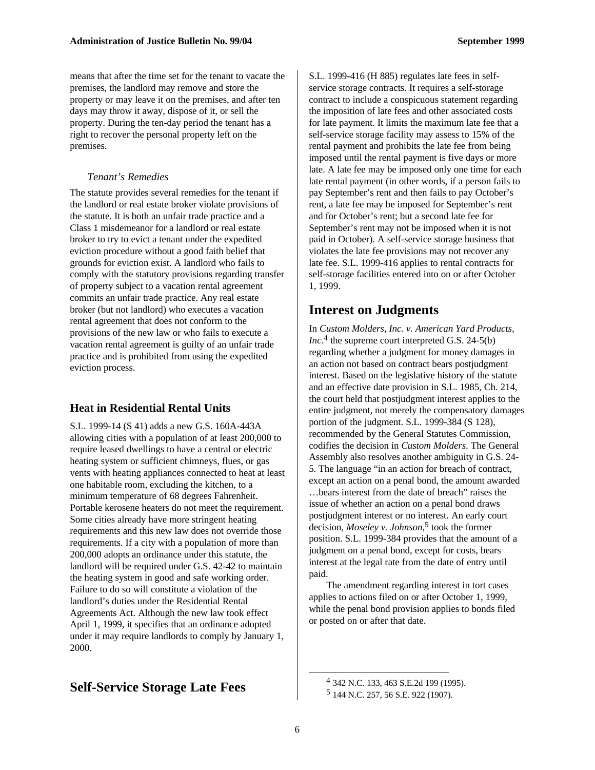means that after the time set for the tenant to vacate the premises, the landlord may remove and store the property or may leave it on the premises, and after ten days may throw it away, dispose of it, or sell the property. During the ten-day period the tenant has a right to recover the personal property left on the premises.

*Tenant's Remedies*

The statute provides several remedies for the tenant if the landlord or real estate broker violate provisions of the statute. It is both an unfair trade practice and a Class 1 misdemeanor for a landlord or real estate broker to try to evict a tenant under the expedited eviction procedure without a good faith belief that grounds for eviction exist. A landlord who fails to comply with the statutory provisions regarding transfer of property subject to a vacation rental agreement commits an unfair trade practice. Any real estate broker (but not landlord) who executes a vacation rental agreement that does not conform to the provisions of the new law or who fails to execute a vacation rental agreement is guilty of an unfair trade practice and is prohibited from using the expedited eviction process.

### Heat in Residential Rental Units

S.L. 1999-14 (S 41) adds a new G.S. 160A-443A allowing cities with a population of at least 200,000 to require leased dwellings to have a central or electric heating system or sufficient chimneys, flues, or gas vents with heating appliances connected to heat at least one habitable room, excluding the kitchen, to a minimum temperature of 68 degrees Fahrenheit. Portable kerosene heaters do not meet the requirement. Some cities already have more stringent heating requirements and this new law does not override those requirements. If a city with a population of more than 200,000 adopts an ordinance under this statute, the landlord will be required under G.S. 42-42 to maintain the heating system in good and safe working order. Failure to do so will constitute a violation of the landlord's duties under the Residential Rental Agreements Act. Although the new law took effect April 1, 1999, it specifies that an ordinance adopted under it may require landlords to comply by January 1, 2000.

## Self-Service Storage Late Fees

S.L. 1999-416 (H 885) regulates late fees in self-service storage contracts. It requires a self-storage contract to include a conspicuous statement regarding the imposition of late fees and other associated costs for late payment. It limits the maximum late fee that a self-service storage facility may assess to 15% of the rental payment and prohibits the late fee from being imposed until the rental payment is five days or more late. A late fee may be imposed only one time for each late rental payment (in other words, if a person fails to pay September's rent and then fails to pay October's rent, a late fee may be imposed for September's rent and for October's rent; but a second late fee for September's rent may not be imposed when it is not paid in October). A self-service storage business that violates the late fee provisions may not recover any late fee. S.L. 1999-416 applies to rental contracts for self-storage facilities entered into on or after October 1, 1999.

## Interest on Judgments

In *Custom Molders, Inc. v. American Yard Products, Inc*.[4] the supreme court interpreted G.S. 24-5(b) regarding whether a judgment for money damages in an action not based on contract bears postjudgment interest. Based on the legislative history of the statute and an effective date provision in S.L. 1985, Ch. 214, the court held that postjudgment interest applies to the entire judgment, not merely the compensatory damages portion of the judgment. S.L. 1999-384 (S 128), recommended by the General Statutes Commission, codifies the decision in *Custom Molders*. The General Assembly also resolves another ambiguity in G.S. 24-5. The language "in an action for breach of contract, except an action on a penal bond, the amount awarded …bears interest from the date of breach" raises the issue of whether an action on a penal bond draws postjudgment interest or no interest. An early court decision, *Moseley v. Johnson*,[5] took the former position. S.L. 1999-384 provides that the amount of a judgment on a penal bond, except for costs, bears interest at the legal rate from the date of entry until paid.

The amendment regarding interest in tort cases applies to actions filed on or after October 1, 1999, while the penal bond provision applies to bonds filed or posted on or after that date.

---

[4] 342 N.C. 133, 463 S.E.2d 199 (1995).

[5] 144 N.C. 257, 56 S.E. 922 (1907).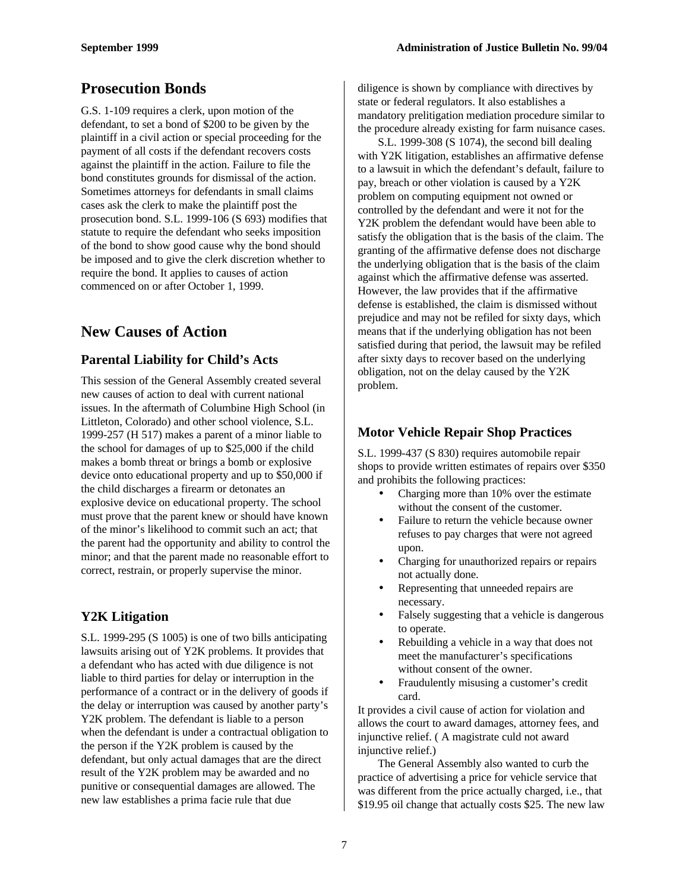## Prosecution Bonds

G.S. 1-109 requires a clerk, upon motion of the defendant, to set a bond of $200 to be given by the plaintiff in a civil action or special proceeding for the payment of all costs if the defendant recovers costs against the plaintiff in the action. Failure to file the bond constitutes grounds for dismissal of the action. Sometimes attorneys for defendants in small claims cases ask the clerk to make the plaintiff post the prosecution bond. S.L. 1999-106 (S 693) modifies that statute to require the defendant who seeks imposition of the bond to show good cause why the bond should be imposed and to give the clerk discretion whether to require the bond. It applies to causes of action commenced on or after October 1, 1999.

## New Causes of Action

### Parental Liability for Child's Acts

This session of the General Assembly created several new causes of action to deal with current national issues. In the aftermath of Columbine High School (in Littleton, Colorado) and other school violence, S.L. 1999-257 (H 517) makes a parent of a minor liable to the school for damages of up to $25,000 if the child makes a bomb threat or brings a bomb or explosive device onto educational property and up to $50,000 if the child discharges a firearm or detonates an explosive device on educational property. The school must prove that the parent knew or should have known of the minor's likelihood to commit such an act; that the parent had the opportunity and ability to control the minor; and that the parent made no reasonable effort to correct, restrain, or properly supervise the minor.

### Y2K Litigation

S.L. 1999-295 (S 1005) is one of two bills anticipating lawsuits arising out of Y2K problems. It provides that a defendant who has acted with due diligence is not liable to third parties for delay or interruption in the performance of a contract or in the delivery of goods if the delay or interruption was caused by another party's Y2K problem. The defendant is liable to a person when the defendant is under a contractual obligation to the person if the Y2K problem is caused by the defendant, but only actual damages that are the direct result of the Y2K problem may be awarded and no punitive or consequential damages are allowed. The new law establishes a prima facie rule that due diligence is shown by compliance with directives by state or federal regulators. It also establishes a mandatory prelitigation mediation procedure similar to the procedure already existing for farm nuisance cases.

S.L. 1999-308 (S 1074), the second bill dealing with Y2K litigation, establishes an affirmative defense to a lawsuit in which the defendant's default, failure to pay, breach or other violation is caused by a Y2K problem on computing equipment not owned or controlled by the defendant and were it not for the Y2K problem the defendant would have been able to satisfy the obligation that is the basis of the claim. The granting of the affirmative defense does not discharge the underlying obligation that is the basis of the claim against which the affirmative defense was asserted. However, the law provides that if the affirmative defense is established, the claim is dismissed without prejudice and may not be refiled for sixty days, which means that if the underlying obligation has not been satisfied during that period, the lawsuit may be refiled after sixty days to recover based on the underlying obligation, not on the delay caused by the Y2K problem.

### Motor Vehicle Repair Shop Practices

S.L. 1999-437 (S 830) requires automobile repair shops to provide written estimates of repairs over $350 and prohibits the following practices:

- Charging more than 10% over the estimate without the consent of the customer.
- Failure to return the vehicle because owner refuses to pay charges that were not agreed upon.
- Charging for unauthorized repairs or repairs not actually done.
- Representing that unneeded repairs are necessary.
- Falsely suggesting that a vehicle is dangerous to operate.
- Rebuilding a vehicle in a way that does not meet the manufacturer's specifications without consent of the owner.
- Fraudulently misusing a customer's credit card.

It provides a civil cause of action for violation and allows the court to award damages, attorney fees, and injunctive relief. ( A magistrate culd not award injunctive relief.)

The General Assembly also wanted to curb the practice of advertising a price for vehicle service that was different from the price actually charged, i.e., that $19.95 oil change that actually costs $25. The new law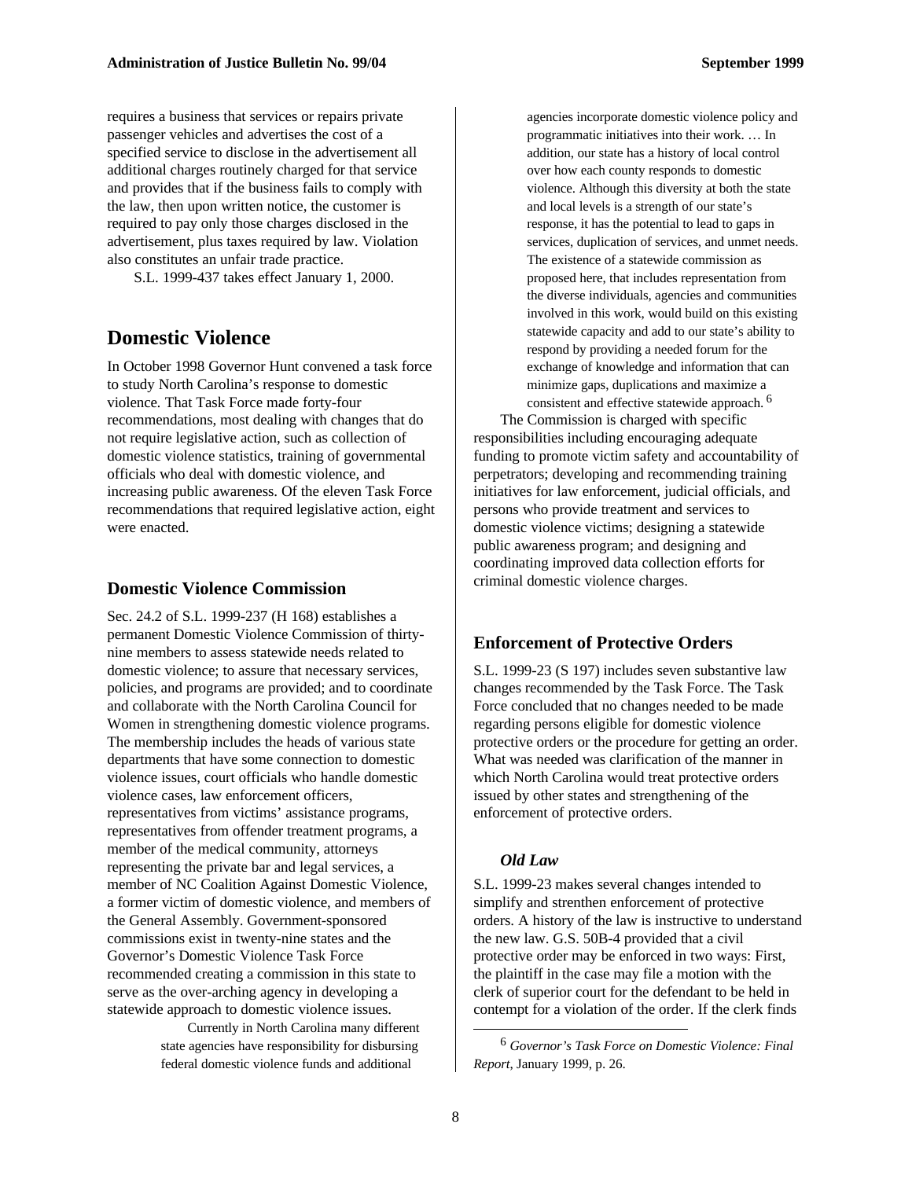requires a business that services or repairs private passenger vehicles and advertises the cost of a specified service to disclose in the advertisement all additional charges routinely charged for that service and provides that if the business fails to comply with the law, then upon written notice, the customer is required to pay only those charges disclosed in the advertisement, plus taxes required by law. Violation also constitutes an unfair trade practice.

S.L. 1999-437 takes effect January 1, 2000.

## Domestic Violence

In October 1998 Governor Hunt convened a task force to study North Carolina's response to domestic violence. That Task Force made forty-four recommendations, most dealing with changes that do not require legislative action, such as collection of domestic violence statistics, training of governmental officials who deal with domestic violence, and increasing public awareness. Of the eleven Task Force recommendations that required legislative action, eight were enacted.

### Domestic Violence Commission

Sec. 24.2 of S.L. 1999-237 (H 168) establishes a permanent Domestic Violence Commission of thirty-nine members to assess statewide needs related to domestic violence; to assure that necessary services, policies, and programs are provided; and to coordinate and collaborate with the North Carolina Council for Women in strengthening domestic violence programs. The membership includes the heads of various state departments that have some connection to domestic violence issues, court officials who handle domestic violence cases, law enforcement officers, representatives from victims' assistance programs, representatives from offender treatment programs, a member of the medical community, attorneys representing the private bar and legal services, a member of NC Coalition Against Domestic Violence, a former victim of domestic violence, and members of the General Assembly. Government-sponsored commissions exist in twenty-nine states and the Governor's Domestic Violence Task Force recommended creating a commission in this state to serve as the over-arching agency in developing a statewide approach to domestic violence issues.

> Currently in North Carolina many different state agencies have responsibility for disbursing federal domestic violence funds and additional agencies incorporate domestic violence policy and programmatic initiatives into their work. … In addition, our state has a history of local control over how each county responds to domestic violence. Although this diversity at both the state and local levels is a strength of our state's response, it has the potential to lead to gaps in services, duplication of services, and unmet needs. The existence of a statewide commission as proposed here, that includes representation from the diverse individuals, agencies and communities involved in this work, would build on this existing statewide capacity and add to our state's ability to respond by providing a needed forum for the exchange of knowledge and information that can minimize gaps, duplications and maximize a consistent and effective statewide approach.[6]

The Commission is charged with specific responsibilities including encouraging adequate funding to promote victim safety and accountability of perpetrators; developing and recommending training initiatives for law enforcement, judicial officials, and persons who provide treatment and services to domestic violence victims; designing a statewide public awareness program; and designing and coordinating improved data collection efforts for criminal domestic violence charges.

### Enforcement of Protective Orders

S.L. 1999-23 (S 197) includes seven substantive law changes recommended by the Task Force. The Task Force concluded that no changes needed to be made regarding persons eligible for domestic violence protective orders or the procedure for getting an order. What was needed was clarification of the manner in which North Carolina would treat protective orders issued by other states and strengthening of the enforcement of protective orders.

#### *Old Law*

S.L. 1999-23 makes several changes intended to simplify and strenthen enforcement of protective orders. A history of the law is instructive to understand the new law. G.S. 50B-4 provided that a civil protective order may be enforced in two ways: First, the plaintiff in the case may file a motion with the clerk of superior court for the defendant to be held in contempt for a violation of the order. If the clerk finds

---

[6] *Governor's Task Force on Domestic Violence: Final Report*, January 1999, p. 26.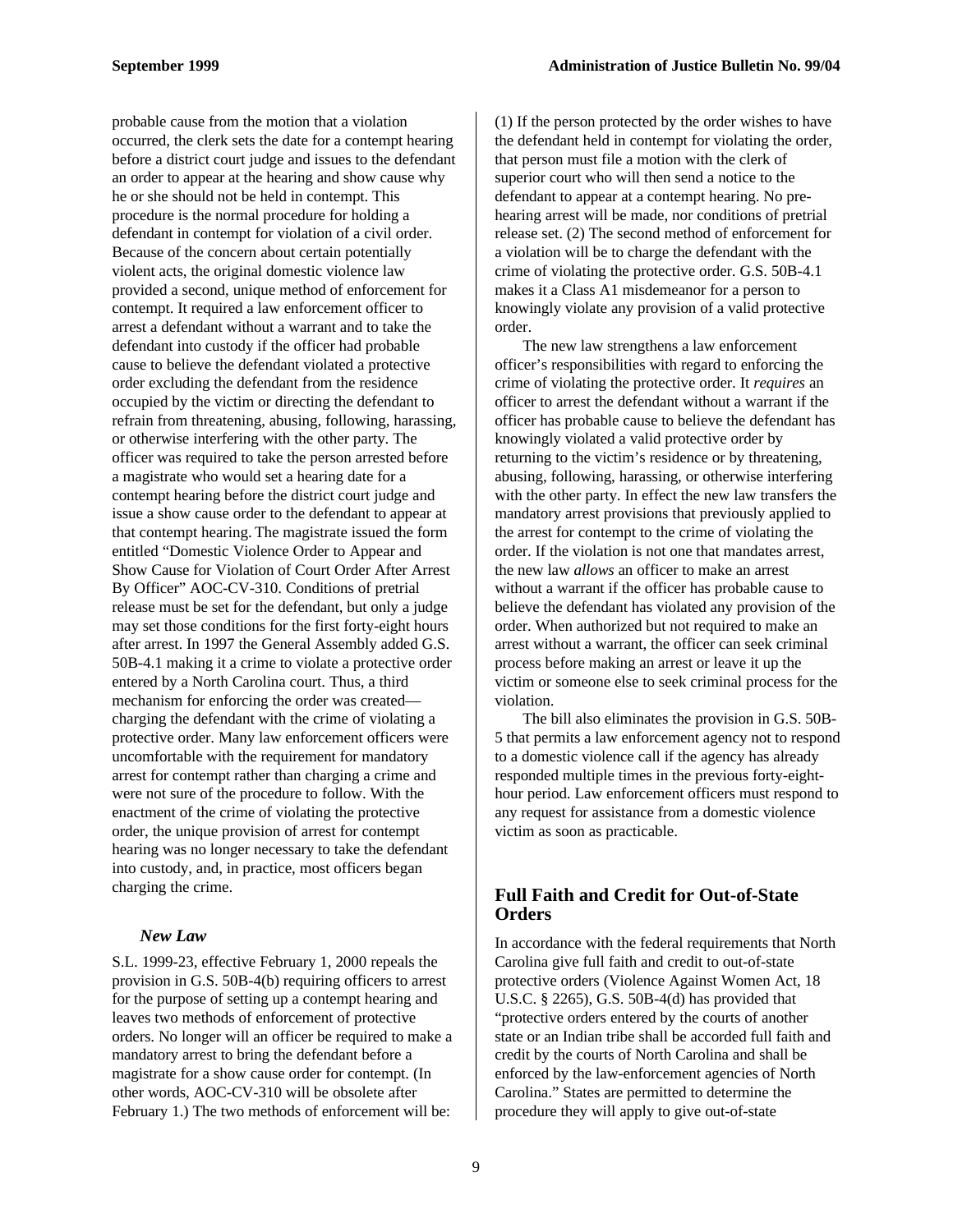probable cause from the motion that a violation occurred, the clerk sets the date for a contempt hearing before a district court judge and issues to the defendant an order to appear at the hearing and show cause why he or she should not be held in contempt. This procedure is the normal procedure for holding a defendant in contempt for violation of a civil order. Because of the concern about certain potentially violent acts, the original domestic violence law provided a second, unique method of enforcement for contempt. It required a law enforcement officer to arrest a defendant without a warrant and to take the defendant into custody if the officer had probable cause to believe the defendant violated a protective order excluding the defendant from the residence occupied by the victim or directing the defendant to refrain from threatening, abusing, following, harassing, or otherwise interfering with the other party. The officer was required to take the person arrested before a magistrate who would set a hearing date for a contempt hearing before the district court judge and issue a show cause order to the defendant to appear at that contempt hearing. The magistrate issued the form entitled "Domestic Violence Order to Appear and Show Cause for Violation of Court Order After Arrest By Officer" AOC-CV-310. Conditions of pretrial release must be set for the defendant, but only a judge may set those conditions for the first forty-eight hours after arrest. In 1997 the General Assembly added G.S. 50B-4.1 making it a crime to violate a protective order entered by a North Carolina court. Thus, a third mechanism for enforcing the order was created—charging the defendant with the crime of violating a protective order. Many law enforcement officers were uncomfortable with the requirement for mandatory arrest for contempt rather than charging a crime and were not sure of the procedure to follow. With the enactment of the crime of violating the protective order, the unique provision of arrest for contempt hearing was no longer necessary to take the defendant into custody, and, in practice, most officers began charging the crime.

### *New Law*

S.L. 1999-23, effective February 1, 2000 repeals the provision in G.S. 50B-4(b) requiring officers to arrest for the purpose of setting up a contempt hearing and leaves two methods of enforcement of protective orders. No longer will an officer be required to make a mandatory arrest to bring the defendant before a magistrate for a show cause order for contempt. (In other words, AOC-CV-310 will be obsolete after February 1.) The two methods of enforcement will be: (1) If the person protected by the order wishes to have the defendant held in contempt for violating the order, that person must file a motion with the clerk of superior court who will then send a notice to the defendant to appear at a contempt hearing. No pre-hearing arrest will be made, nor conditions of pretrial release set. (2) The second method of enforcement for a violation will be to charge the defendant with the crime of violating the protective order. G.S. 50B-4.1 makes it a Class A1 misdemeanor for a person to knowingly violate any provision of a valid protective order.

The new law strengthens a law enforcement officer's responsibilities with regard to enforcing the crime of violating the protective order. It *requires* an officer to arrest the defendant without a warrant if the officer has probable cause to believe the defendant has knowingly violated a valid protective order by returning to the victim's residence or by threatening, abusing, following, harassing, or otherwise interfering with the other party. In effect the new law transfers the mandatory arrest provisions that previously applied to the arrest for contempt to the crime of violating the order. If the violation is not one that mandates arrest, the new law *allows* an officer to make an arrest without a warrant if the officer has probable cause to believe the defendant has violated any provision of the order. When authorized but not required to make an arrest without a warrant, the officer can seek criminal process before making an arrest or leave it up the victim or someone else to seek criminal process for the violation.

The bill also eliminates the provision in G.S. 50B-5 that permits a law enforcement agency not to respond to a domestic violence call if the agency has already responded multiple times in the previous forty-eight-hour period. Law enforcement officers must respond to any request for assistance from a domestic violence victim as soon as practicable.

## Full Faith and Credit for Out-of-State Orders

In accordance with the federal requirements that North Carolina give full faith and credit to out-of-state protective orders (Violence Against Women Act, 18 U.S.C. § 2265), G.S. 50B-4(d) has provided that "protective orders entered by the courts of another state or an Indian tribe shall be accorded full faith and credit by the courts of North Carolina and shall be enforced by the law-enforcement agencies of North Carolina." States are permitted to determine the procedure they will apply to give out-of-state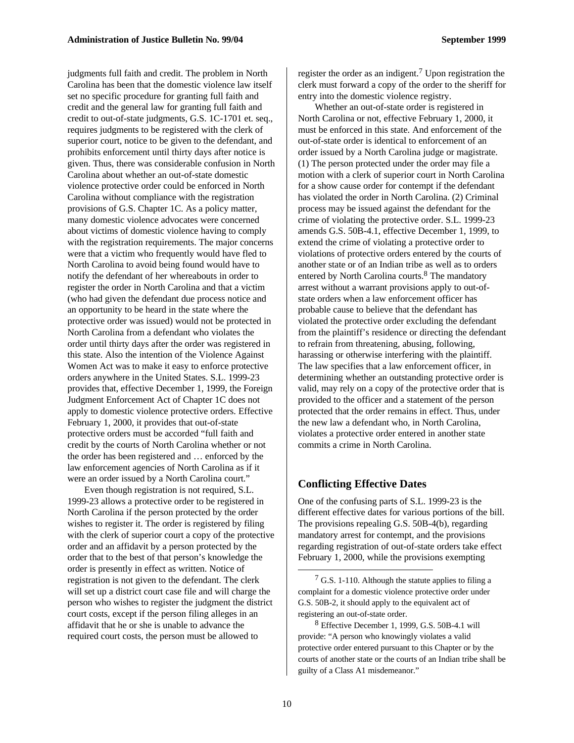judgments full faith and credit. The problem in North Carolina has been that the domestic violence law itself set no specific procedure for granting full faith and credit and the general law for granting full faith and credit to out-of-state judgments, G.S. 1C-1701 et. seq., requires judgments to be registered with the clerk of superior court, notice to be given to the defendant, and prohibits enforcement until thirty days after notice is given. Thus, there was considerable confusion in North Carolina about whether an out-of-state domestic violence protective order could be enforced in North Carolina without compliance with the registration provisions of G.S. Chapter 1C. As a policy matter, many domestic violence advocates were concerned about victims of domestic violence having to comply with the registration requirements. The major concerns were that a victim who frequently would have fled to North Carolina to avoid being found would have to notify the defendant of her whereabouts in order to register the order in North Carolina and that a victim (who had given the defendant due process notice and an opportunity to be heard in the state where the protective order was issued) would not be protected in North Carolina from a defendant who violates the order until thirty days after the order was registered in this state. Also the intention of the Violence Against Women Act was to make it easy to enforce protective orders anywhere in the United States. S.L. 1999-23 provides that, effective December 1, 1999, the Foreign Judgment Enforcement Act of Chapter 1C does not apply to domestic violence protective orders. Effective February 1, 2000, it provides that out-of-state protective orders must be accorded "full faith and credit by the courts of North Carolina whether or not the order has been registered and … enforced by the law enforcement agencies of North Carolina as if it were an order issued by a North Carolina court."

Even though registration is not required, S.L. 1999-23 allows a protective order to be registered in North Carolina if the person protected by the order wishes to register it. The order is registered by filing with the clerk of superior court a copy of the protective order and an affidavit by a person protected by the order that to the best of that person's knowledge the order is presently in effect as written. Notice of registration is not given to the defendant. The clerk will set up a district court case file and will charge the person who wishes to register the judgment the district court costs, except if the person filing alleges in an affidavit that he or she is unable to advance the required court costs, the person must be allowed to register the order as an indigent.[7] Upon registration the clerk must forward a copy of the order to the sheriff for entry into the domestic violence registry.

Whether an out-of-state order is registered in North Carolina or not, effective February 1, 2000, it must be enforced in this state. And enforcement of the out-of-state order is identical to enforcement of an order issued by a North Carolina judge or magistrate. (1) The person protected under the order may file a motion with a clerk of superior court in North Carolina for a show cause order for contempt if the defendant has violated the order in North Carolina. (2) Criminal process may be issued against the defendant for the crime of violating the protective order. S.L. 1999-23 amends G.S. 50B-4.1, effective December 1, 1999, to extend the crime of violating a protective order to violations of protective orders entered by the courts of another state or of an Indian tribe as well as to orders entered by North Carolina courts.[8] The mandatory arrest without a warrant provisions apply to out-of-state orders when a law enforcement officer has probable cause to believe that the defendant has violated the protective order excluding the defendant from the plaintiff's residence or directing the defendant to refrain from threatening, abusing, following, harassing or otherwise interfering with the plaintiff. The law specifies that a law enforcement officer, in determining whether an outstanding protective order is valid, may rely on a copy of the protective order that is provided to the officer and a statement of the person protected that the order remains in effect. Thus, under the new law a defendant who, in North Carolina, violates a protective order entered in another state commits a crime in North Carolina.

## Conflicting Effective Dates

One of the confusing parts of S.L. 1999-23 is the different effective dates for various portions of the bill. The provisions repealing G.S. 50B-4(b), regarding mandatory arrest for contempt, and the provisions regarding registration of out-of-state orders take effect February 1, 2000, while the provisions exempting

---

[7] G.S. 1-110. Although the statute applies to filing a complaint for a domestic violence protective order under G.S. 50B-2, it should apply to the equivalent act of registering an out-of-state order.

[8] Effective December 1, 1999, G.S. 50B-4.1 will provide: "A person who knowingly violates a valid protective order entered pursuant to this Chapter or by the courts of another state or the courts of an Indian tribe shall be guilty of a Class A1 misdemeanor."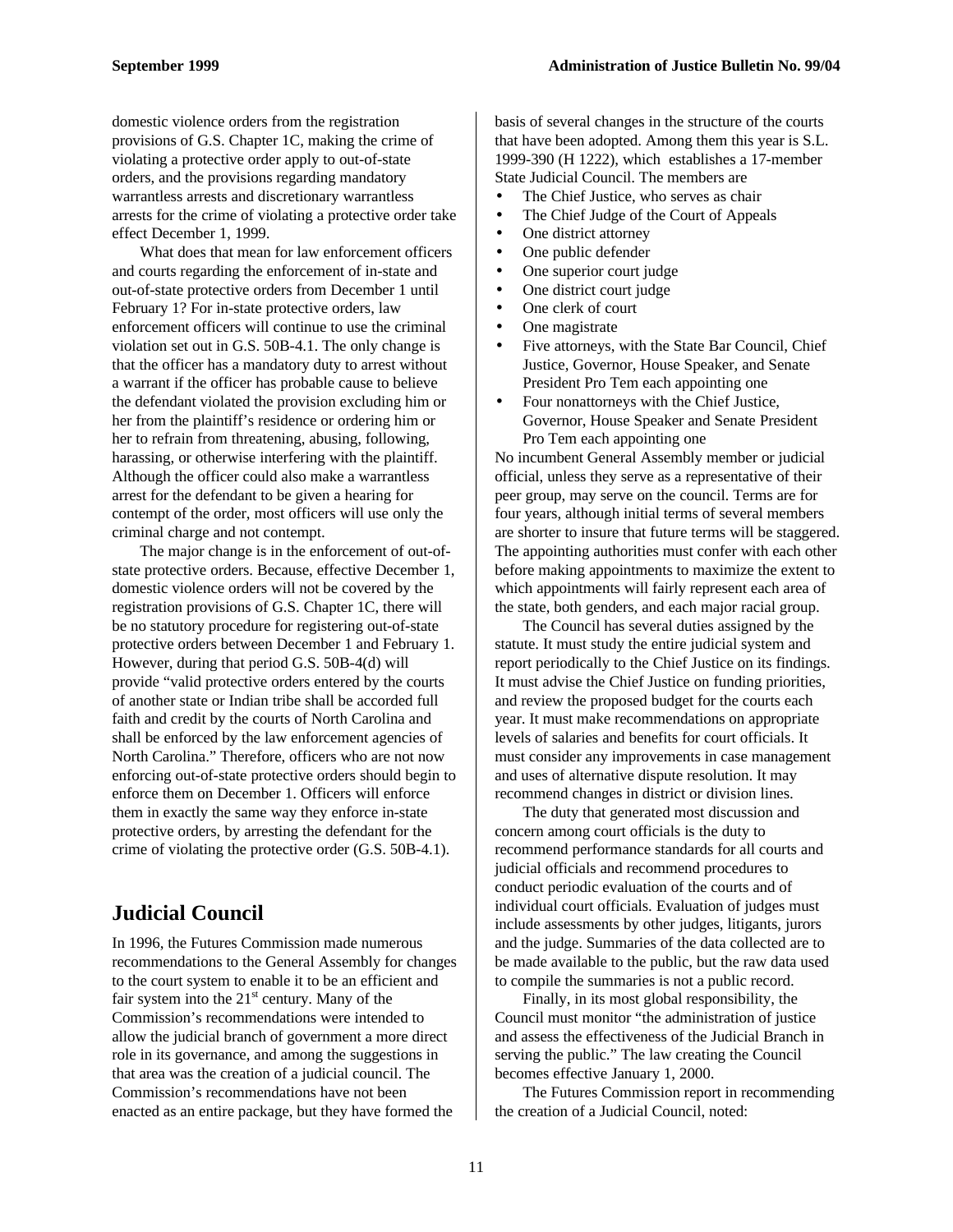domestic violence orders from the registration provisions of G.S. Chapter 1C, making the crime of violating a protective order apply to out-of-state orders, and the provisions regarding mandatory warrantless arrests and discretionary warrantless arrests for the crime of violating a protective order take effect December 1, 1999.

What does that mean for law enforcement officers and courts regarding the enforcement of in-state and out-of-state protective orders from December 1 until February 1? For in-state protective orders, law enforcement officers will continue to use the criminal violation set out in G.S. 50B-4.1. The only change is that the officer has a mandatory duty to arrest without a warrant if the officer has probable cause to believe the defendant violated the provision excluding him or her from the plaintiff's residence or ordering him or her to refrain from threatening, abusing, following, harassing, or otherwise interfering with the plaintiff. Although the officer could also make a warrantless arrest for the defendant to be given a hearing for contempt of the order, most officers will use only the criminal charge and not contempt.

The major change is in the enforcement of out-of-state protective orders. Because, effective December 1, domestic violence orders will not be covered by the registration provisions of G.S. Chapter 1C, there will be no statutory procedure for registering out-of-state protective orders between December 1 and February 1. However, during that period G.S. 50B-4(d) will provide "valid protective orders entered by the courts of another state or Indian tribe shall be accorded full faith and credit by the courts of North Carolina and shall be enforced by the law enforcement agencies of North Carolina." Therefore, officers who are not now enforcing out-of-state protective orders should begin to enforce them on December 1. Officers will enforce them in exactly the same way they enforce in-state protective orders, by arresting the defendant for the crime of violating the protective order (G.S. 50B-4.1).

## Judicial Council

In 1996, the Futures Commission made numerous recommendations to the General Assembly for changes to the court system to enable it to be an efficient and fair system into the 21st century. Many of the Commission's recommendations were intended to allow the judicial branch of government a more direct role in its governance, and among the suggestions in that area was the creation of a judicial council. The Commission's recommendations have not been enacted as an entire package, but they have formed the basis of several changes in the structure of the courts that have been adopted. Among them this year is S.L. 1999-390 (H 1222), which establishes a 17-member State Judicial Council. The members are

- The Chief Justice, who serves as chair
- The Chief Judge of the Court of Appeals
- One district attorney
- One public defender
- One superior court judge
- One district court judge
- One clerk of court
- One magistrate
- Five attorneys, with the State Bar Council, Chief Justice, Governor, House Speaker, and Senate President Pro Tem each appointing one
- Four nonattorneys with the Chief Justice, Governor, House Speaker and Senate President Pro Tem each appointing one

No incumbent General Assembly member or judicial official, unless they serve as a representative of their peer group, may serve on the council. Terms are for four years, although initial terms of several members are shorter to insure that future terms will be staggered. The appointing authorities must confer with each other before making appointments to maximize the extent to which appointments will fairly represent each area of the state, both genders, and each major racial group.

The Council has several duties assigned by the statute. It must study the entire judicial system and report periodically to the Chief Justice on its findings. It must advise the Chief Justice on funding priorities, and review the proposed budget for the courts each year. It must make recommendations on appropriate levels of salaries and benefits for court officials. It must consider any improvements in case management and uses of alternative dispute resolution. It may recommend changes in district or division lines.

The duty that generated most discussion and concern among court officials is the duty to recommend performance standards for all courts and judicial officials and recommend procedures to conduct periodic evaluation of the courts and of individual court officials. Evaluation of judges must include assessments by other judges, litigants, jurors and the judge. Summaries of the data collected are to be made available to the public, but the raw data used to compile the summaries is not a public record.

Finally, in its most global responsibility, the Council must monitor "the administration of justice and assess the effectiveness of the Judicial Branch in serving the public." The law creating the Council becomes effective January 1, 2000.

The Futures Commission report in recommending the creation of a Judicial Council, noted: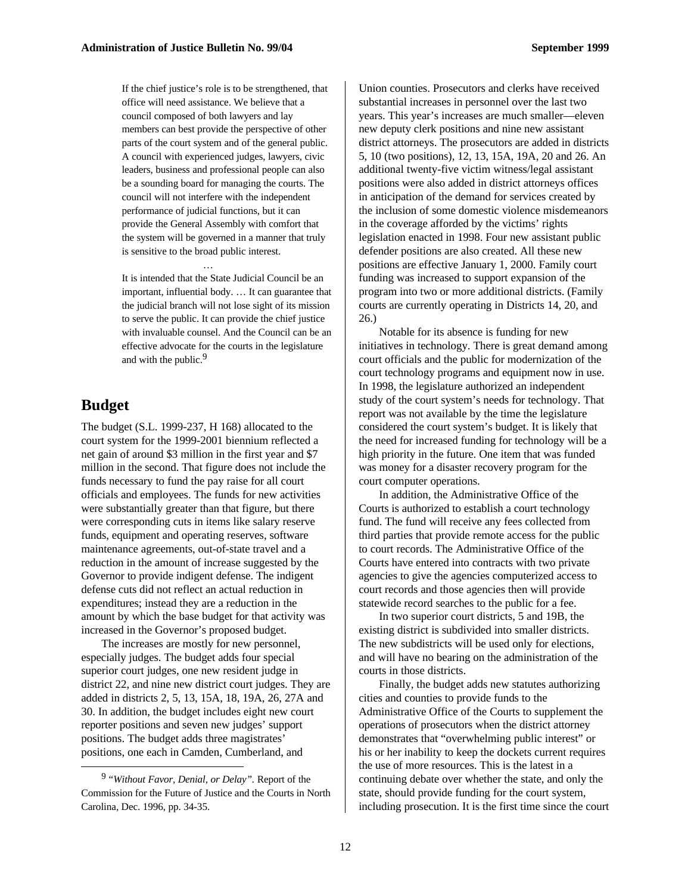> If the chief justice's role is to be strengthened, that office will need assistance. We believe that a council composed of both lawyers and lay members can best provide the perspective of other parts of the court system and of the general public. A council with experienced judges, lawyers, civic leaders, business and professional people can also be a sounding board for managing the courts. The council will not interfere with the independent performance of judicial functions, but it can provide the General Assembly with comfort that the system will be governed in a manner that truly is sensitive to the broad public interest.
>
> …
>
> It is intended that the State Judicial Council be an important, influential body. … It can guarantee that the judicial branch will not lose sight of its mission to serve the public. It can provide the chief justice with invaluable counsel. And the Council can be an effective advocate for the courts in the legislature and with the public.[9]

## Budget

The budget (S.L. 1999-237, H 168) allocated to the court system for the 1999-2001 biennium reflected a net gain of around $3 million in the first year and $7 million in the second. That figure does not include the funds necessary to fund the pay raise for all court officials and employees. The funds for new activities were substantially greater than that figure, but there were corresponding cuts in items like salary reserve funds, equipment and operating reserves, software maintenance agreements, out-of-state travel and a reduction in the amount of increase suggested by the Governor to provide indigent defense. The indigent defense cuts did not reflect an actual reduction in expenditures; instead they are a reduction in the amount by which the base budget for that activity was increased in the Governor's proposed budget.

The increases are mostly for new personnel, especially judges. The budget adds four special superior court judges, one new resident judge in district 22, and nine new district court judges. They are added in districts 2, 5, 13, 15A, 18, 19A, 26, 27A and 30. In addition, the budget includes eight new court reporter positions and seven new judges' support positions. The budget adds three magistrates' positions, one each in Camden, Cumberland, and Union counties. Prosecutors and clerks have received substantial increases in personnel over the last two years. This year's increases are much smaller—eleven new deputy clerk positions and nine new assistant district attorneys. The prosecutors are added in districts 5, 10 (two positions), 12, 13, 15A, 19A, 20 and 26. An additional twenty-five victim witness/legal assistant positions were also added in district attorneys offices in anticipation of the demand for services created by the inclusion of some domestic violence misdemeanors in the coverage afforded by the victims' rights legislation enacted in 1998. Four new assistant public defender positions are also created. All these new positions are effective January 1, 2000. Family court funding was increased to support expansion of the program into two or more additional districts. (Family courts are currently operating in Districts 14, 20, and 26.)

Notable for its absence is funding for new initiatives in technology. There is great demand among court officials and the public for modernization of the court technology programs and equipment now in use. In 1998, the legislature authorized an independent study of the court system's needs for technology. That report was not available by the time the legislature considered the court system's budget. It is likely that the need for increased funding for technology will be a high priority in the future. One item that was funded was money for a disaster recovery program for the court computer operations.

In addition, the Administrative Office of the Courts is authorized to establish a court technology fund. The fund will receive any fees collected from third parties that provide remote access for the public to court records. The Administrative Office of the Courts have entered into contracts with two private agencies to give the agencies computerized access to court records and those agencies then will provide statewide record searches to the public for a fee.

In two superior court districts, 5 and 19B, the existing district is subdivided into smaller districts. The new subdistricts will be used only for elections, and will have no bearing on the administration of the courts in those districts.

Finally, the budget adds new statutes authorizing cities and counties to provide funds to the Administrative Office of the Courts to supplement the operations of prosecutors when the district attorney demonstrates that "overwhelming public interest" or his or her inability to keep the dockets current requires the use of more resources. This is the latest in a continuing debate over whether the state, and only the state, should provide funding for the court system, including prosecution. It is the first time since the court

---

[9] "*Without Favor, Denial, or Delay*". Report of the Commission for the Future of Justice and the Courts in North Carolina, Dec. 1996, pp. 34-35.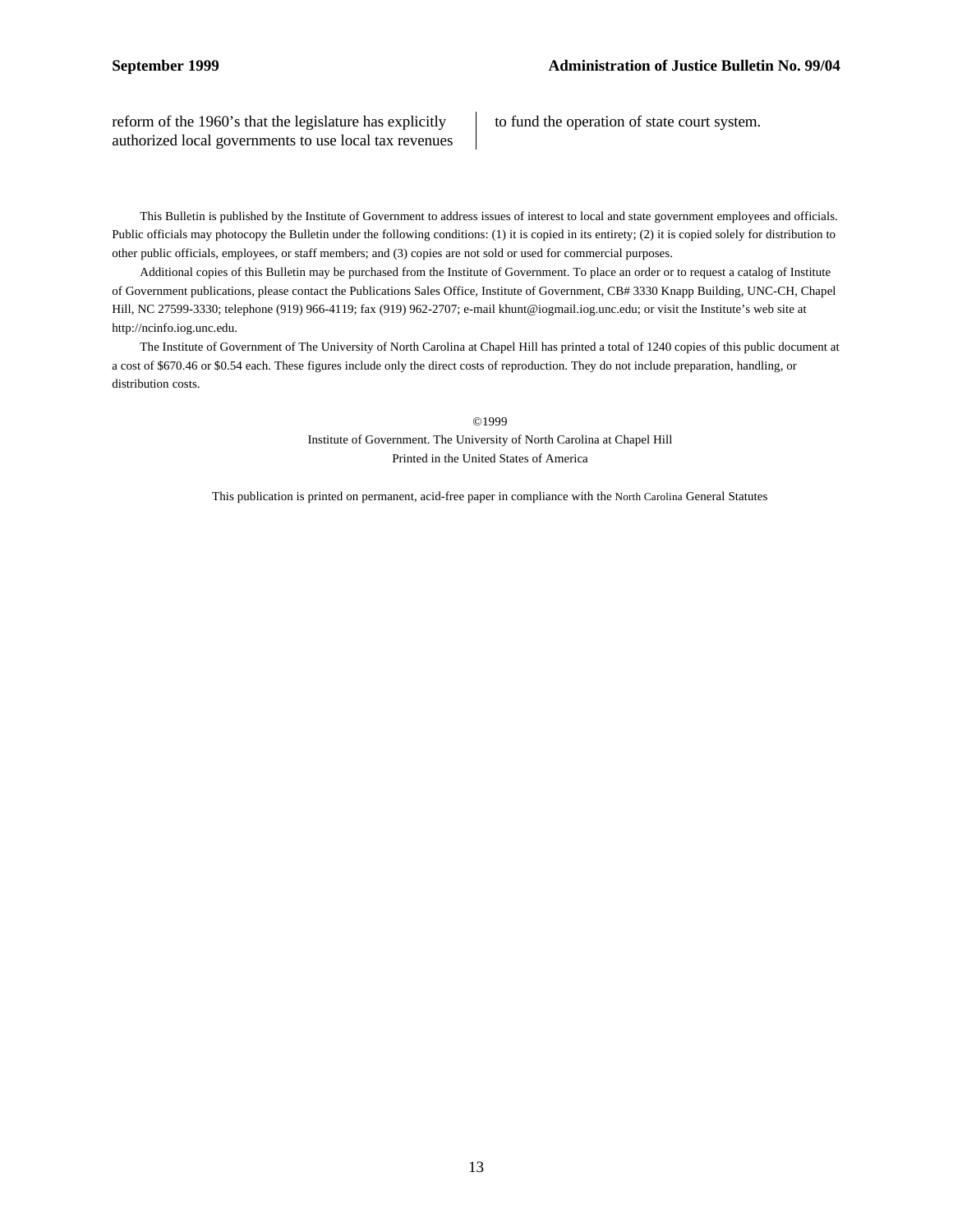reform of the 1960's that the legislature has explicitly authorized local governments to use local tax revenues to fund the operation of state court system.

This Bulletin is published by the Institute of Government to address issues of interest to local and state government employees and officials. Public officials may photocopy the Bulletin under the following conditions: (1) it is copied in its entirety; (2) it is copied solely for distribution to other public officials, employees, or staff members; and (3) copies are not sold or used for commercial purposes.

Additional copies of this Bulletin may be purchased from the Institute of Government. To place an order or to request a catalog of Institute of Government publications, please contact the Publications Sales Office, Institute of Government, CB# 3330 Knapp Building, UNC-CH, Chapel Hill, NC 27599-3330; telephone (919) 966-4119; fax (919) 962-2707; e-mail khunt@iogmail.iog.unc.edu; or visit the Institute's web site at http://ncinfo.iog.unc.edu.

The Institute of Government of The University of North Carolina at Chapel Hill has printed a total of 1240 copies of this public document at a cost of $670.46 or $0.54 each. These figures include only the direct costs of reproduction. They do not include preparation, handling, or distribution costs.

©1999
Institute of Government. The University of North Carolina at Chapel Hill
Printed in the United States of America

This publication is printed on permanent, acid-free paper in compliance with the North Carolina General Statutes